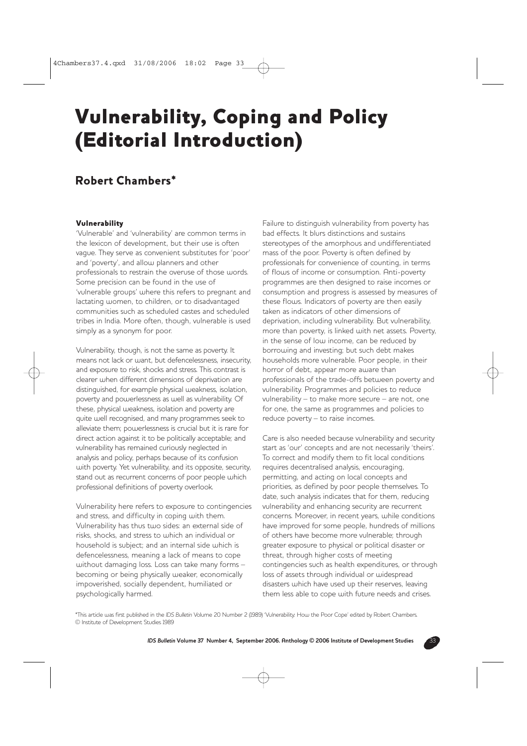# Vulnerability, Coping and Policy (Editorial Introduction)

## Robert Chambers*

### Vulnerability

'Vulnerable' and 'vulnerability' are common terms in the lexicon of development, but their use is often vague. They serve as convenient substitutes for 'poor' and 'poverty', and allow planners and other professionals to restrain the overuse of those words. Some precision can be found in the use of 'vulnerable groups' where this refers to pregnant and lactating women, to children, or to disadvantaged communities such as scheduled castes and scheduled tribes in India. More often, though, vulnerable is used simply as a synonym for poor.

Vulnerability, though, is not the same as poverty. It means not lack or want, but defencelessness, insecurity, and exposure to risk, shocks and stress. This contrast is clearer when different dimensions of deprivation are distinguished, for example physical weakness, isolation, poverty and powerlessness as well as vulnerability. Of these, physical weakness, isolation and poverty are quite well recognised, and many programmes seek to alleviate them; powerlessness is crucial but it is rare for direct action against it to be politically acceptable; and vulnerability has remained curiously neglected in analysis and policy, perhaps because of its confusion with poverty. Yet vulnerability, and its opposite, security, stand out as recurrent concerns of poor people which professional definitions of poverty overlook.

Vulnerability here refers to exposure to contingencies and stress, and difficulty in coping with them. Vulnerability has thus two sides: an external side of risks, shocks, and stress to which an individual or household is subject; and an internal side which is defencelessness, meaning a lack of means to cope without damaging loss. Loss can take many forms – becoming or being physically weaker, economically impoverished, socially dependent, humiliated or psychologically harmed.

Failure to distinguish vulnerability from poverty has bad effects. It blurs distinctions and sustains stereotypes of the amorphous and undifferentiated mass of the poor. Poverty is often defined by professionals for convenience of counting, in terms of flows of income or consumption. Anti-poverty programmes are then designed to raise incomes or consumption and progress is assessed by measures of these flows. Indicators of poverty are then easily taken as indicators of other dimensions of deprivation, including vulnerability. But vulnerability, more than poverty, is linked with net assets. Poverty, in the sense of low income, can be reduced by borrowing and investing; but such debt makes households more vulnerable. Poor people, in their horror of debt, appear more aware than professionals of the trade-offs between poverty and vulnerability. Programmes and policies to reduce vulnerability – to make more secure – are not, one for one, the same as programmes and policies to reduce poverty – to raise incomes.

Care is also needed because vulnerability and security start as 'our' concepts and are not necessarily 'theirs'. To correct and modify them to fit local conditions requires decentralised analysis, encouraging, permitting, and acting on local concepts and priorities, as defined by poor people themselves. To date, such analysis indicates that for them, reducing vulnerability and enhancing security are recurrent concerns. Moreover, in recent years, while conditions have improved for some people, hundreds of millions of others have become more vulnerable; through greater exposure to physical or political disaster or threat, through higher costs of meeting contingencies such as health expenditures, or through loss of assets through individual or widespread disasters which have used up their reserves, leaving them less able to cope with future needs and crises.

*This article was first published in the *IDS Bulletin* Volume 20 Number 2 (1989) 'Vulnerability: How the Poor Cope' edited by Robert Chambers. © Institute of Development Studies 1989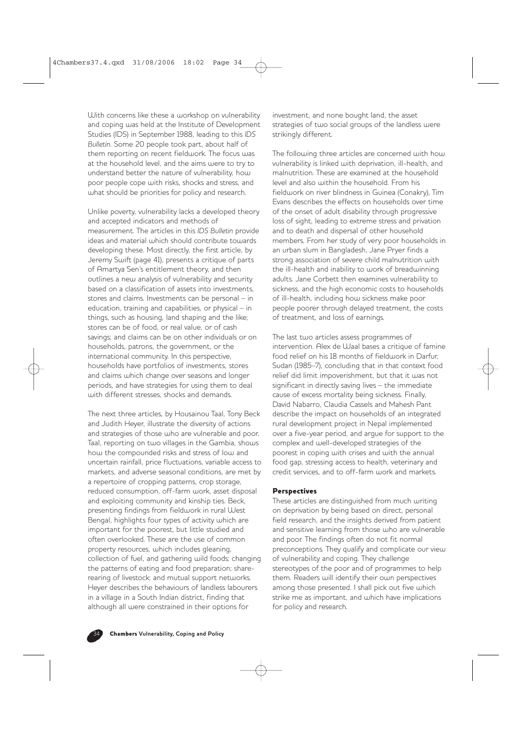With concerns like these a workshop on vulnerability and coping was held at the Institute of Development Studies (IDS) in September 1988, leading to this *IDS Bulletin*. Some 20 people took part, about half of them reporting on recent fieldwork. The focus was at the household level, and the aims were to try to understand better the nature of vulnerability, how poor people cope with risks, shocks and stress, and what should be priorities for policy and research.

Unlike poverty, vulnerability lacks a developed theory and accepted indicators and methods of measurement. The articles in this *IDS Bulletin* provide ideas and material which should contribute towards developing these. Most directly, the first article, by Jeremy Swift (page 41), presents a critique of parts of Amartya Sen's entitlement theory, and then outlines a new analysis of vulnerability and security based on a classification of assets into investments, stores and claims. Investments can be personal – in education, training and capabilities, or physical – in things, such as housing, land shaping and the like; stores can be of food, or real value, or of cash savings; and claims can be on other individuals or on households, patrons, the government, or the international community. In this perspective, households have portfolios of investments, stores and claims which change over seasons and longer periods, and have strategies for using them to deal with different stresses, shocks and demands.

The next three articles, by Housainou Taal, Tony Beck and Judith Heyer, illustrate the diversity of actions and strategies of those who are vulnerable and poor. Taal, reporting on two villages in the Gambia, shows how the compounded risks and stress of low and uncertain rainfall, price fluctuations, variable access to markets, and adverse seasonal conditions, are met by a repertoire of cropping patterns, crop storage, reduced consumption, off-farm work, asset disposal and exploiting community and kinship ties. Beck, presenting findings from fieldwork in rural West Bengal, highlights four types of activity which are important for the poorest, but little studied and often overlooked. These are the use of common property resources, which includes gleaning, collection of fuel, and gathering wild foods; changing the patterns of eating and food preparation; share-rearing of livestock; and mutual support networks. Heyer describes the behaviours of landless labourers in a village in a South Indian district, finding that although all were constrained in their options for investment, and none bought land, the asset strategies of two social groups of the landless were strikingly different.

The following three articles are concerned with how vulnerability is linked with deprivation, ill-health, and malnutrition. These are examined at the household level and also within the household. From his fieldwork on river blindness in Guinea (Conakry), Tim Evans describes the effects on households over time of the onset of adult disability through progressive loss of sight, leading to extreme stress and privation and to death and dispersal of other household members. From her study of very poor households in an urban slum in Bangladesh, Jane Pryer finds a strong association of severe child malnutrition with the ill-health and inability to work of breadwinning adults. Jane Corbett then examines vulnerability to sickness, and the high economic costs to households of ill-health, including how sickness make poor people poorer through delayed treatment, the costs of treatment, and loss of earnings.

The last two articles assess programmes of intervention. Alex de Waal bases a critique of famine food relief on his 18 months of fieldwork in Darfur, Sudan (1985–7), concluding that in that context food relief did limit impoverishment, but that it was not significant in directly saving lives – the immediate cause of excess mortality being sickness. Finally, David Nabarro, Claudia Cassels and Mahesh Pant describe the impact on households of an integrated rural development project in Nepal implemented over a five-year period, and argue for support to the complex and well-developed strategies of the poorest in coping with crises and with the annual food gap, stressing access to health, veterinary and credit services, and to off-farm work and markets.

## Perspectives

These articles are distinguished from much writing on deprivation by being based on direct, personal field research, and the insights derived from patient and sensitive learning from those who are vulnerable and poor. The findings often do not fit normal preconceptions. They qualify and complicate our view of vulnerability and coping. They challenge stereotypes of the poor and of programmes to help them. Readers will identify their own perspectives among those presented. I shall pick out five which strike me as important, and which have implications for policy and research.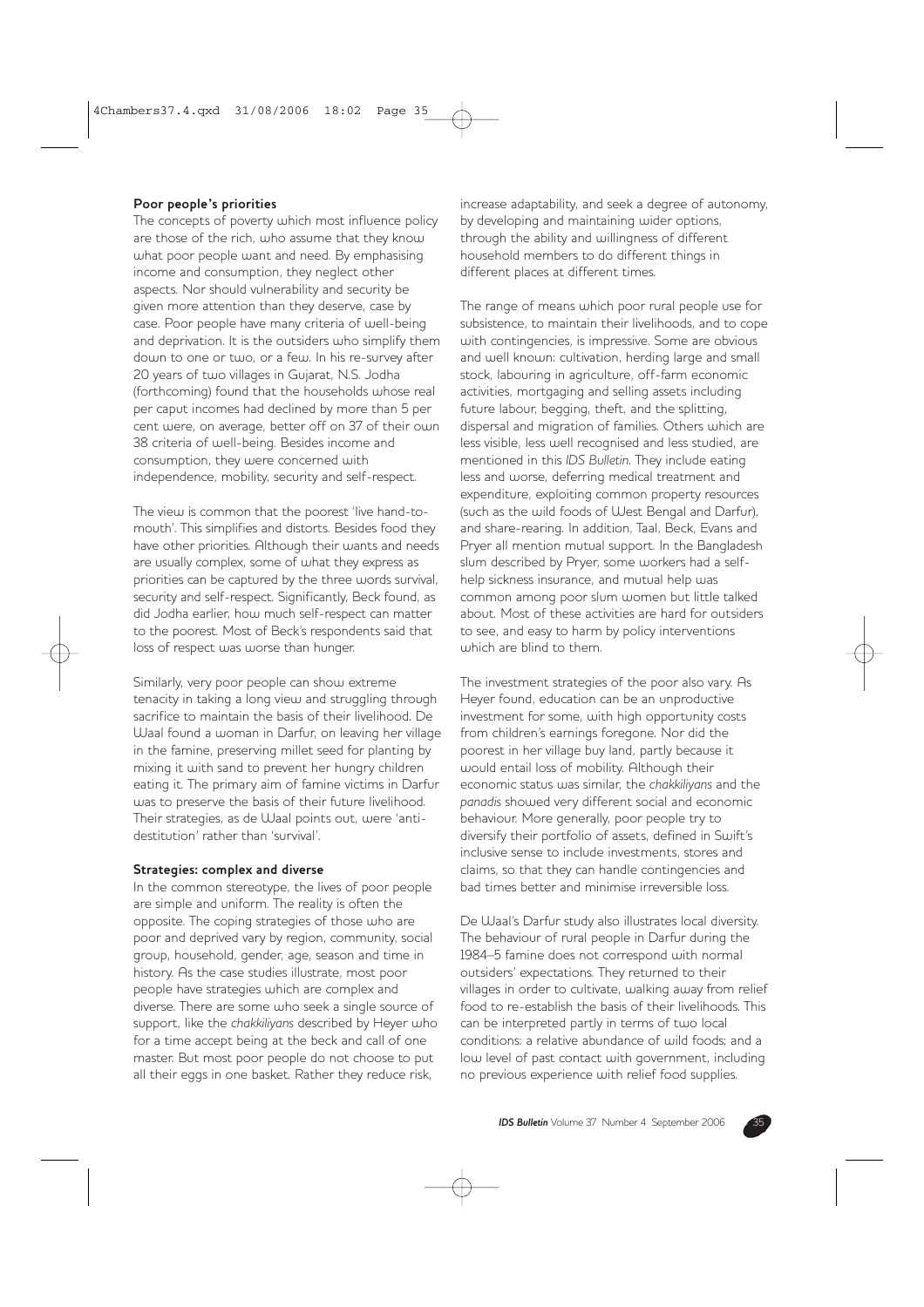**Poor people's priorities**

The concepts of poverty which most influence policy are those of the rich, who assume that they know what poor people want and need. By emphasising income and consumption, they neglect other aspects. Nor should vulnerability and security be given more attention than they deserve, case by case. Poor people have many criteria of well-being and deprivation. It is the outsiders who simplify them down to one or two, or a few. In his re-survey after 20 years of two villages in Gujarat, N.S. Jodha (forthcoming) found that the households whose real per caput incomes had declined by more than 5 per cent were, on average, better off on 37 of their own 38 criteria of well-being. Besides income and consumption, they were concerned with independence, mobility, security and self-respect.

The view is common that the poorest 'live hand-to-mouth'. This simplifies and distorts. Besides food they have other priorities. Although their wants and needs are usually complex, some of what they express as priorities can be captured by the three words survival, security and self-respect. Significantly, Beck found, as did Jodha earlier, how much self-respect can matter to the poorest. Most of Beck's respondents said that loss of respect was worse than hunger.

Similarly, very poor people can show extreme tenacity in taking a long view and struggling through sacrifice to maintain the basis of their livelihood. De Waal found a woman in Darfur, on leaving her village in the famine, preserving millet seed for planting by mixing it with sand to prevent her hungry children eating it. The primary aim of famine victims in Darfur was to preserve the basis of their future livelihood. Their strategies, as de Waal points out, were 'anti-destitution' rather than 'survival'.

**Strategies: complex and diverse**

In the common stereotype, the lives of poor people are simple and uniform. The reality is often the opposite. The coping strategies of those who are poor and deprived vary by region, community, social group, household, gender, age, season and time in history. As the case studies illustrate, most poor people have strategies which are complex and diverse. There are some who seek a single source of support, like the *chakkiliyans* described by Heyer who for a time accept being at the beck and call of one master. But most poor people do not choose to put all their eggs in one basket. Rather they reduce risk, increase adaptability, and seek a degree of autonomy, by developing and maintaining wider options, through the ability and willingness of different household members to do different things in different places at different times.

The range of means which poor rural people use for subsistence, to maintain their livelihoods, and to cope with contingencies, is impressive. Some are obvious and well known: cultivation, herding large and small stock, labouring in agriculture, off-farm economic activities, mortgaging and selling assets including future labour, begging, theft, and the splitting, dispersal and migration of families. Others which are less visible, less well recognised and less studied, are mentioned in this *IDS Bulletin*. They include eating less and worse, deferring medical treatment and expenditure, exploiting common property resources (such as the wild foods of West Bengal and Darfur), and share-rearing. In addition, Taal, Beck, Evans and Pryer all mention mutual support. In the Bangladesh slum described by Pryer, some workers had a self-help sickness insurance, and mutual help was common among poor slum women but little talked about. Most of these activities are hard for outsiders to see, and easy to harm by policy interventions which are blind to them.

The investment strategies of the poor also vary. As Heyer found, education can be an unproductive investment for some, with high opportunity costs from children's earnings foregone. Nor did the poorest in her village buy land, partly because it would entail loss of mobility. Although their economic status was similar, the *chakkiliyans* and the *panadis* showed very different social and economic behaviour. More generally, poor people try to diversify their portfolio of assets, defined in Swift's inclusive sense to include investments, stores and claims, so that they can handle contingencies and bad times better and minimise irreversible loss.

De Waal's Darfur study also illustrates local diversity. The behaviour of rural people in Darfur during the 1984–5 famine does not correspond with normal outsiders' expectations. They returned to their villages in order to cultivate, walking away from relief food to re-establish the basis of their livelihoods. This can be interpreted partly in terms of two local conditions: a relative abundance of wild foods; and a low level of past contact with government, including no previous experience with relief food supplies.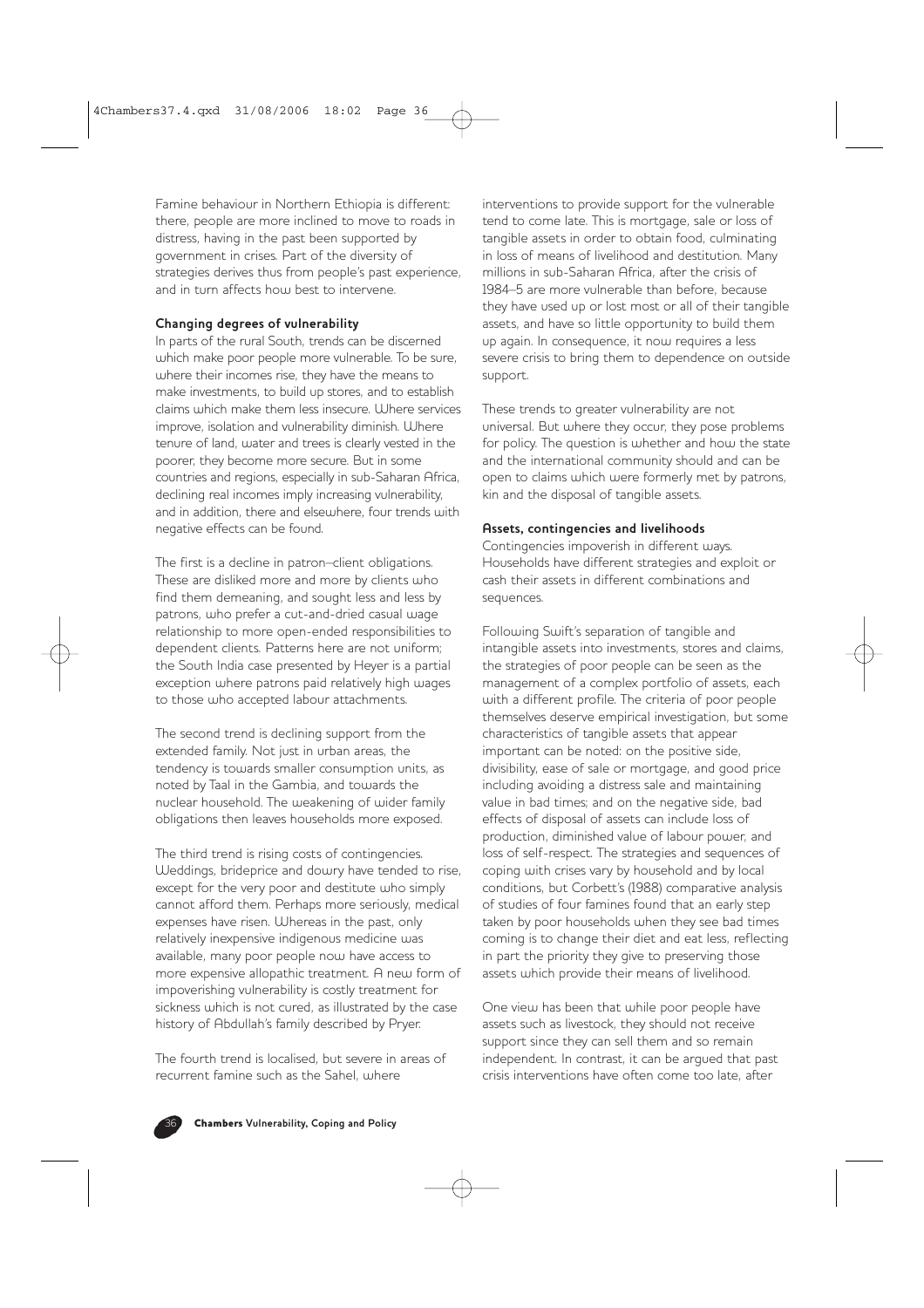Famine behaviour in Northern Ethiopia is different: there, people are more inclined to move to roads in distress, having in the past been supported by government in crises. Part of the diversity of strategies derives thus from people's past experience, and in turn affects how best to intervene.

### Changing degrees of vulnerability

In parts of the rural South, trends can be discerned which make poor people more vulnerable. To be sure, where their incomes rise, they have the means to make investments, to build up stores, and to establish claims which make them less insecure. Where services improve, isolation and vulnerability diminish. Where tenure of land, water and trees is clearly vested in the poorer, they become more secure. But in some countries and regions, especially in sub-Saharan Africa, declining real incomes imply increasing vulnerability, and in addition, there and elsewhere, four trends with negative effects can be found.

The first is a decline in patron–client obligations. These are disliked more and more by clients who find them demeaning, and sought less and less by patrons, who prefer a cut-and-dried casual wage relationship to more open-ended responsibilities to dependent clients. Patterns here are not uniform; the South India case presented by Heyer is a partial exception where patrons paid relatively high wages to those who accepted labour attachments.

The second trend is declining support from the extended family. Not just in urban areas, the tendency is towards smaller consumption units, as noted by Taal in the Gambia, and towards the nuclear household. The weakening of wider family obligations then leaves households more exposed.

The third trend is rising costs of contingencies. Weddings, brideprice and dowry have tended to rise, except for the very poor and destitute who simply cannot afford them. Perhaps more seriously, medical expenses have risen. Whereas in the past, only relatively inexpensive indigenous medicine was available, many poor people now have access to more expensive allopathic treatment. A new form of impoverishing vulnerability is costly treatment for sickness which is not cured, as illustrated by the case history of Abdullah's family described by Pryer.

The fourth trend is localised, but severe in areas of recurrent famine such as the Sahel, where interventions to provide support for the vulnerable tend to come late. This is mortgage, sale or loss of tangible assets in order to obtain food, culminating in loss of means of livelihood and destitution. Many millions in sub-Saharan Africa, after the crisis of 1984–5 are more vulnerable than before, because they have used up or lost most or all of their tangible assets, and have so little opportunity to build them up again. In consequence, it now requires a less severe crisis to bring them to dependence on outside support.

These trends to greater vulnerability are not universal. But where they occur, they pose problems for policy. The question is whether and how the state and the international community should and can be open to claims which were formerly met by patrons, kin and the disposal of tangible assets.

### Assets, contingencies and livelihoods

Contingencies impoverish in different ways. Households have different strategies and exploit or cash their assets in different combinations and sequences.

Following Swift's separation of tangible and intangible assets into investments, stores and claims, the strategies of poor people can be seen as the management of a complex portfolio of assets, each with a different profile. The criteria of poor people themselves deserve empirical investigation, but some characteristics of tangible assets that appear important can be noted: on the positive side, divisibility, ease of sale or mortgage, and good price including avoiding a distress sale and maintaining value in bad times; and on the negative side, bad effects of disposal of assets can include loss of production, diminished value of labour power, and loss of self-respect. The strategies and sequences of coping with crises vary by household and by local conditions, but Corbett's (1988) comparative analysis of studies of four famines found that an early step taken by poor households when they see bad times coming is to change their diet and eat less, reflecting in part the priority they give to preserving those assets which provide their means of livelihood.

One view has been that while poor people have assets such as livestock, they should not receive support since they can sell them and so remain independent. In contrast, it can be argued that past crisis interventions have often come too late, after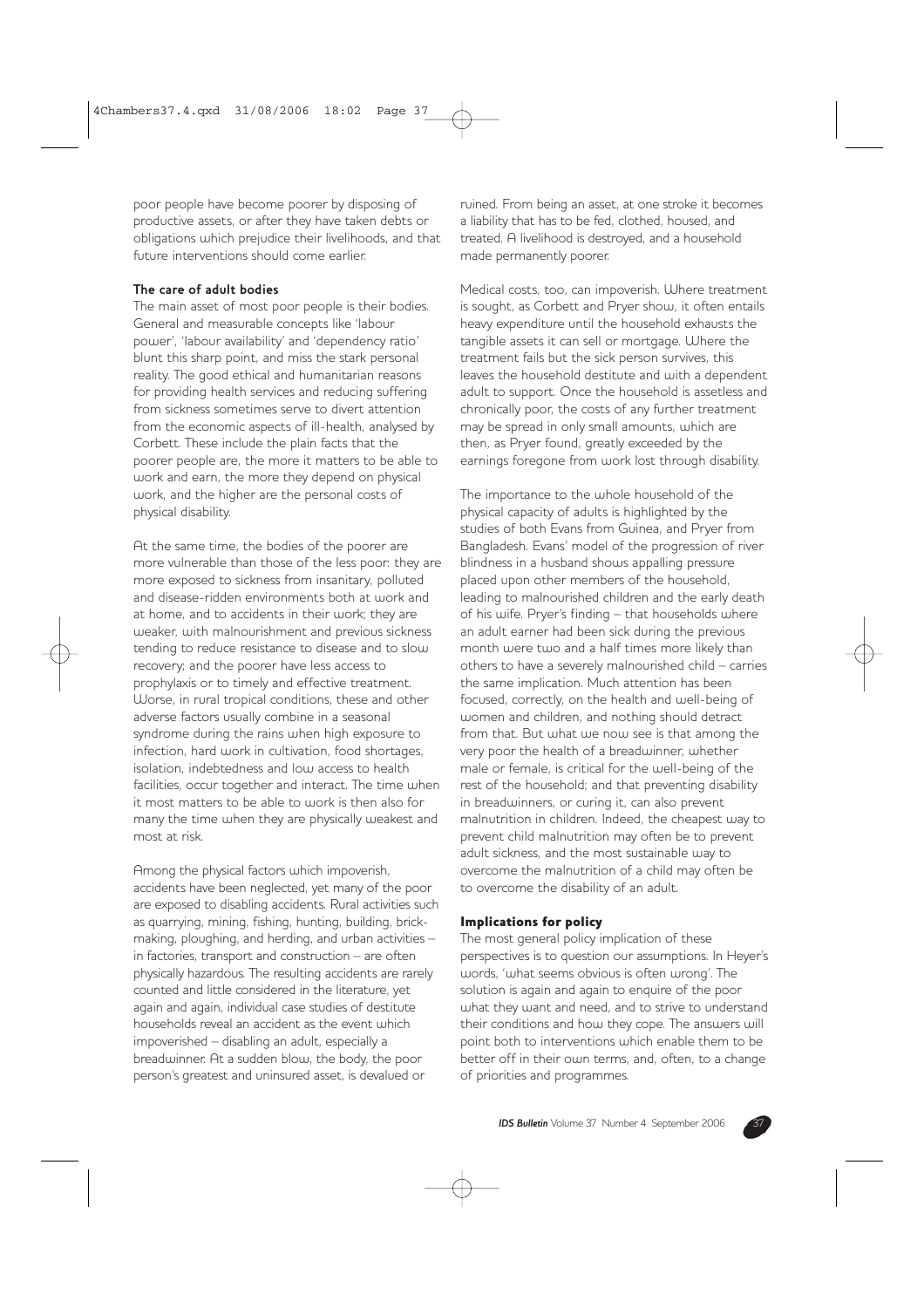poor people have become poorer by disposing of productive assets, or after they have taken debts or obligations which prejudice their livelihoods, and that future interventions should come earlier.

### The care of adult bodies

The main asset of most poor people is their bodies. General and measurable concepts like 'labour power', 'labour availability' and 'dependency ratio' blunt this sharp point, and miss the stark personal reality. The good ethical and humanitarian reasons for providing health services and reducing suffering from sickness sometimes serve to divert attention from the economic aspects of ill-health, analysed by Corbett. These include the plain facts that the poorer people are, the more it matters to be able to work and earn, the more they depend on physical work, and the higher are the personal costs of physical disability.

At the same time, the bodies of the poorer are more vulnerable than those of the less poor: they are more exposed to sickness from insanitary, polluted and disease-ridden environments both at work and at home, and to accidents in their work; they are weaker, with malnourishment and previous sickness tending to reduce resistance to disease and to slow recovery; and the poorer have less access to prophylaxis or to timely and effective treatment. Worse, in rural tropical conditions, these and other adverse factors usually combine in a seasonal syndrome during the rains when high exposure to infection, hard work in cultivation, food shortages, isolation, indebtedness and low access to health facilities, occur together and interact. The time when it most matters to be able to work is then also for many the time when they are physically weakest and most at risk.

Among the physical factors which impoverish, accidents have been neglected, yet many of the poor are exposed to disabling accidents. Rural activities such as quarrying, mining, fishing, hunting, building, brick-making, ploughing, and herding, and urban activities – in factories, transport and construction – are often physically hazardous. The resulting accidents are rarely counted and little considered in the literature, yet again and again, individual case studies of destitute households reveal an accident as the event which impoverished – disabling an adult, especially a breadwinner. At a sudden blow, the body, the poor person's greatest and uninsured asset, is devalued or ruined. From being an asset, at one stroke it becomes a liability that has to be fed, clothed, housed, and treated. A livelihood is destroyed, and a household made permanently poorer.

Medical costs, too, can impoverish. Where treatment is sought, as Corbett and Pryer show, it often entails heavy expenditure until the household exhausts the tangible assets it can sell or mortgage. Where the treatment fails but the sick person survives, this leaves the household destitute and with a dependent adult to support. Once the household is assetless and chronically poor, the costs of any further treatment may be spread in only small amounts, which are then, as Pryer found, greatly exceeded by the earnings foregone from work lost through disability.

The importance to the whole household of the physical capacity of adults is highlighted by the studies of both Evans from Guinea, and Pryer from Bangladesh. Evans' model of the progression of river blindness in a husband shows appalling pressure placed upon other members of the household, leading to malnourished children and the early death of his wife. Pryer's finding – that households where an adult earner had been sick during the previous month were two and a half times more likely than others to have a severely malnourished child – carries the same implication. Much attention has been focused, correctly, on the health and well-being of women and children, and nothing should detract from that. But what we now see is that among the very poor the health of a breadwinner, whether male or female, is critical for the well-being of the rest of the household; and that preventing disability in breadwinners, or curing it, can also prevent malnutrition in children. Indeed, the cheapest way to prevent child malnutrition may often be to prevent adult sickness, and the most sustainable way to overcome the malnutrition of a child may often be to overcome the disability of an adult.

### Implications for policy

The most general policy implication of these perspectives is to question our assumptions. In Heyer's words, 'what seems obvious is often wrong'. The solution is again and again to enquire of the poor what they want and need, and to strive to understand their conditions and how they cope. The answers will point both to interventions which enable them to be better off in their own terms, and, often, to a change of priorities and programmes.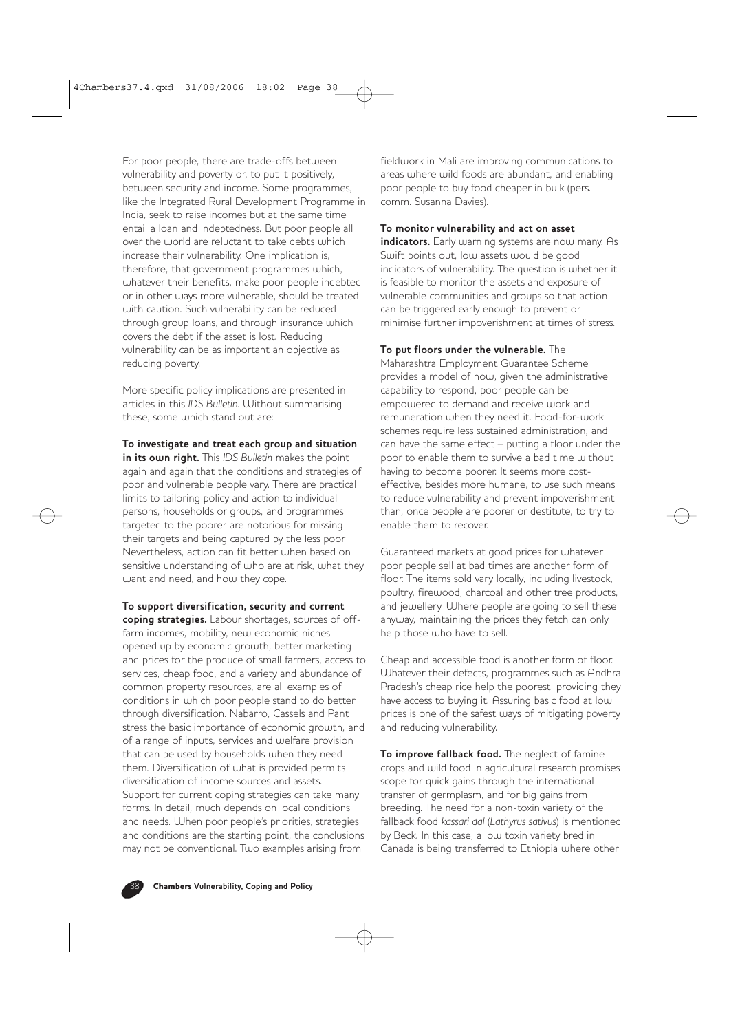For poor people, there are trade-offs between vulnerability and poverty or, to put it positively, between security and income. Some programmes, like the Integrated Rural Development Programme in India, seek to raise incomes but at the same time entail a loan and indebtedness. But poor people all over the world are reluctant to take debts which increase their vulnerability. One implication is, therefore, that government programmes which, whatever their benefits, make poor people indebted or in other ways more vulnerable, should be treated with caution. Such vulnerability can be reduced through group loans, and through insurance which covers the debt if the asset is lost. Reducing vulnerability can be as important an objective as reducing poverty.

More specific policy implications are presented in articles in this *IDS Bulletin*. Without summarising these, some which stand out are:

**To investigate and treat each group and situation in its own right.** This *IDS Bulletin* makes the point again and again that the conditions and strategies of poor and vulnerable people vary. There are practical limits to tailoring policy and action to individual persons, households or groups, and programmes targeted to the poorer are notorious for missing their targets and being captured by the less poor. Nevertheless, action can fit better when based on sensitive understanding of who are at risk, what they want and need, and how they cope.

**To support diversification, security and current coping strategies.** Labour shortages, sources of off-farm incomes, mobility, new economic niches opened up by economic growth, better marketing and prices for the produce of small farmers, access to services, cheap food, and a variety and abundance of common property resources, are all examples of conditions in which poor people stand to do better through diversification. Nabarro, Cassels and Pant stress the basic importance of economic growth, and of a range of inputs, services and welfare provision that can be used by households when they need them. Diversification of what is provided permits diversification of income sources and assets. Support for current coping strategies can take many forms. In detail, much depends on local conditions and needs. When poor people's priorities, strategies and conditions are the starting point, the conclusions may not be conventional. Two examples arising from fieldwork in Mali are improving communications to areas where wild foods are abundant, and enabling poor people to buy food cheaper in bulk (pers. comm. Susanna Davies).

**To monitor vulnerability and act on asset indicators.** Early warning systems are now many. As Swift points out, low assets would be good indicators of vulnerability. The question is whether it is feasible to monitor the assets and exposure of vulnerable communities and groups so that action can be triggered early enough to prevent or minimise further impoverishment at times of stress.

**To put floors under the vulnerable.** The Maharashtra Employment Guarantee Scheme provides a model of how, given the administrative capability to respond, poor people can be empowered to demand and receive work and remuneration when they need it. Food-for-work schemes require less sustained administration, and can have the same effect – putting a floor under the poor to enable them to survive a bad time without having to become poorer. It seems more cost-effective, besides more humane, to use such means to reduce vulnerability and prevent impoverishment than, once people are poorer or destitute, to try to enable them to recover.

Guaranteed markets at good prices for whatever poor people sell at bad times are another form of floor. The items sold vary locally, including livestock, poultry, firewood, charcoal and other tree products, and jewellery. Where people are going to sell these anyway, maintaining the prices they fetch can only help those who have to sell.

Cheap and accessible food is another form of floor. Whatever their defects, programmes such as Andhra Pradesh's cheap rice help the poorest, providing they have access to buying it. Assuring basic food at low prices is one of the safest ways of mitigating poverty and reducing vulnerability.

**To improve fallback food.** The neglect of famine crops and wild food in agricultural research promises scope for quick gains through the international transfer of germplasm, and for big gains from breeding. The need for a non-toxin variety of the fallback food *kassari dal* (*Lathyrus sativus*) is mentioned by Beck. In this case, a low toxin variety bred in Canada is being transferred to Ethiopia where other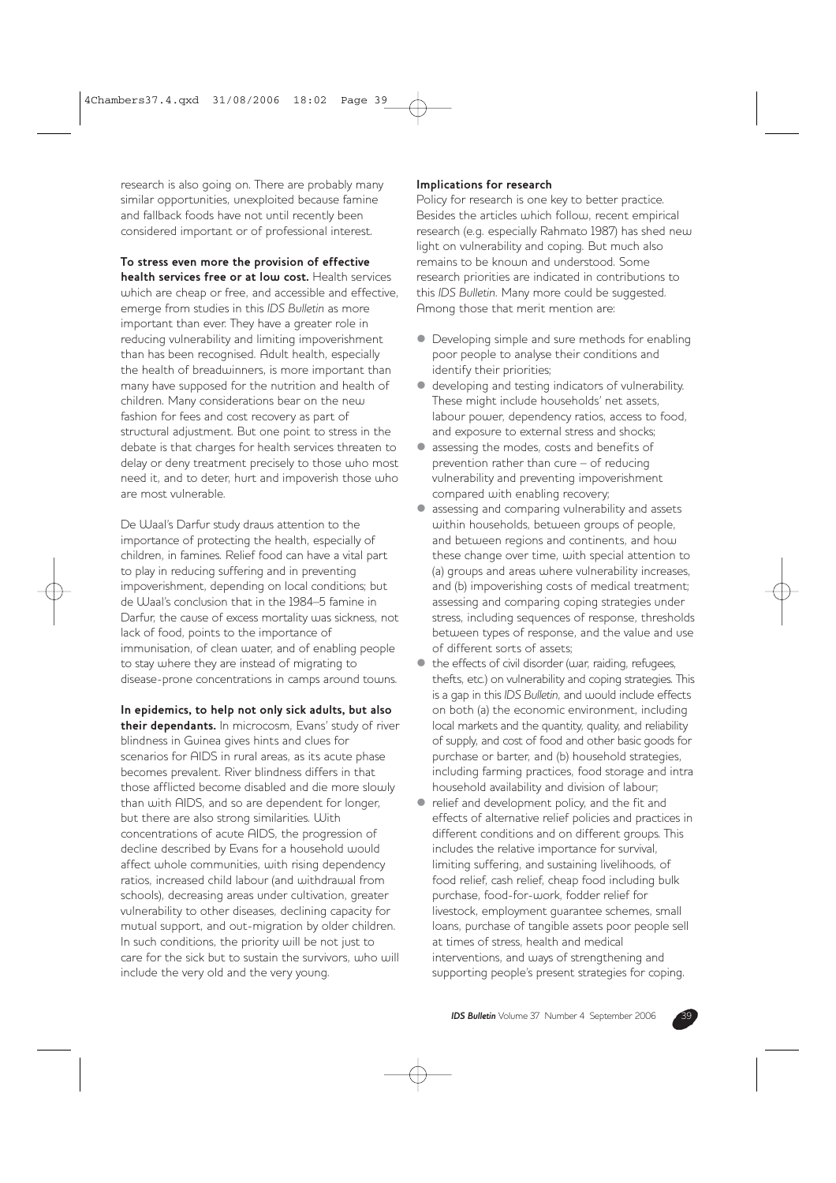research is also going on. There are probably many similar opportunities, unexploited because famine and fallback foods have not until recently been considered important or of professional interest.

**To stress even more the provision of effective health services free or at low cost.** Health services which are cheap or free, and accessible and effective, emerge from studies in this *IDS Bulletin* as more important than ever. They have a greater role in reducing vulnerability and limiting impoverishment than has been recognised. Adult health, especially the health of breadwinners, is more important than many have supposed for the nutrition and health of children. Many considerations bear on the new fashion for fees and cost recovery as part of structural adjustment. But one point to stress in the debate is that charges for health services threaten to delay or deny treatment precisely to those who most need it, and to deter, hurt and impoverish those who are most vulnerable.

De Waal's Darfur study draws attention to the importance of protecting the health, especially of children, in famines. Relief food can have a vital part to play in reducing suffering and in preventing impoverishment, depending on local conditions; but de Waal's conclusion that in the 1984–5 famine in Darfur, the cause of excess mortality was sickness, not lack of food, points to the importance of immunisation, of clean water, and of enabling people to stay where they are instead of migrating to disease-prone concentrations in camps around towns.

**In epidemics, to help not only sick adults, but also their dependants.** In microcosm, Evans' study of river blindness in Guinea gives hints and clues for scenarios for AIDS in rural areas, as its acute phase becomes prevalent. River blindness differs in that those afflicted become disabled and die more slowly than with AIDS, and so are dependent for longer, but there are also strong similarities. With concentrations of acute AIDS, the progression of decline described by Evans for a household would affect whole communities, with rising dependency ratios, increased child labour (and withdrawal from schools), decreasing areas under cultivation, greater vulnerability to other diseases, declining capacity for mutual support, and out-migration by older children. In such conditions, the priority will be not just to care for the sick but to sustain the survivors, who will include the very old and the very young.

## Implications for research

Policy for research is one key to better practice. Besides the articles which follow, recent empirical research (e.g. especially Rahmato 1987) has shed new light on vulnerability and coping. But much also remains to be known and understood. Some research priorities are indicated in contributions to this *IDS Bulletin*. Many more could be suggested. Among those that merit mention are:

- Developing simple and sure methods for enabling poor people to analyse their conditions and identify their priorities;
- developing and testing indicators of vulnerability. These might include households' net assets, labour power, dependency ratios, access to food, and exposure to external stress and shocks;
- assessing the modes, costs and benefits of prevention rather than cure – of reducing vulnerability and preventing impoverishment compared with enabling recovery;
- assessing and comparing vulnerability and assets within households, between groups of people, and between regions and continents, and how these change over time, with special attention to (a) groups and areas where vulnerability increases, and (b) impoverishing costs of medical treatment; assessing and comparing coping strategies under stress, including sequences of response, thresholds between types of response, and the value and use of different sorts of assets;
- the effects of civil disorder (war, raiding, refugees, thefts, etc.) on vulnerability and coping strategies. This is a gap in this *IDS Bulletin*, and would include effects on both (a) the economic environment, including local markets and the quantity, quality, and reliability of supply, and cost of food and other basic goods for purchase or barter, and (b) household strategies, including farming practices, food storage and intra household availability and division of labour;
- relief and development policy, and the fit and effects of alternative relief policies and practices in different conditions and on different groups. This includes the relative importance for survival, limiting suffering, and sustaining livelihoods, of food relief, cash relief, cheap food including bulk purchase, food-for-work, fodder relief for livestock, employment guarantee schemes, small loans, purchase of tangible assets poor people sell at times of stress, health and medical interventions, and ways of strengthening and supporting people's present strategies for coping.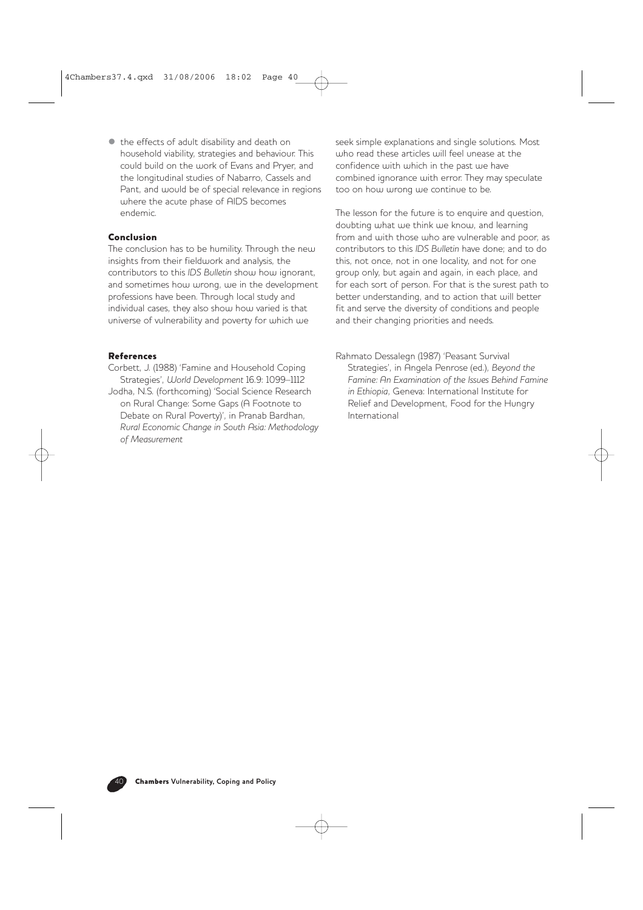- the effects of adult disability and death on household viability, strategies and behaviour. This could build on the work of Evans and Pryer, and the longitudinal studies of Nabarro, Cassels and Pant, and would be of special relevance in regions where the acute phase of AIDS becomes endemic.

## Conclusion

The conclusion has to be humility. Through the new insights from their fieldwork and analysis, the contributors to this *IDS Bulletin* show how ignorant, and sometimes how wrong, we in the development professions have been. Through local study and individual cases, they also show how varied is that universe of vulnerability and poverty for which we seek simple explanations and single solutions. Most who read these articles will feel unease at the confidence with which in the past we have combined ignorance with error. They may speculate too on how wrong we continue to be.

The lesson for the future is to enquire and question, doubting what we think we know, and learning from and with those who are vulnerable and poor, as contributors to this *IDS Bulletin* have done; and to do this, not once, not in one locality, and not for one group only, but again and again, in each place, and for each sort of person. For that is the surest path to better understanding, and to action that will better fit and serve the diversity of conditions and people and their changing priorities and needs.

## References

Corbett, J. (1988) 'Famine and Household Coping Strategies', *World Development* 16.9: 1099–1112

Jodha, N.S. (forthcoming) 'Social Science Research on Rural Change: Some Gaps (A Footnote to Debate on Rural Poverty)', in Pranab Bardhan, *Rural Economic Change in South Asia: Methodology of Measurement*

Rahmato Dessalegn (1987) 'Peasant Survival Strategies', in Angela Penrose (ed.), *Beyond the Famine: An Examination of the Issues Behind Famine in Ethiopia*, Geneva: International Institute for Relief and Development, Food for the Hungry International